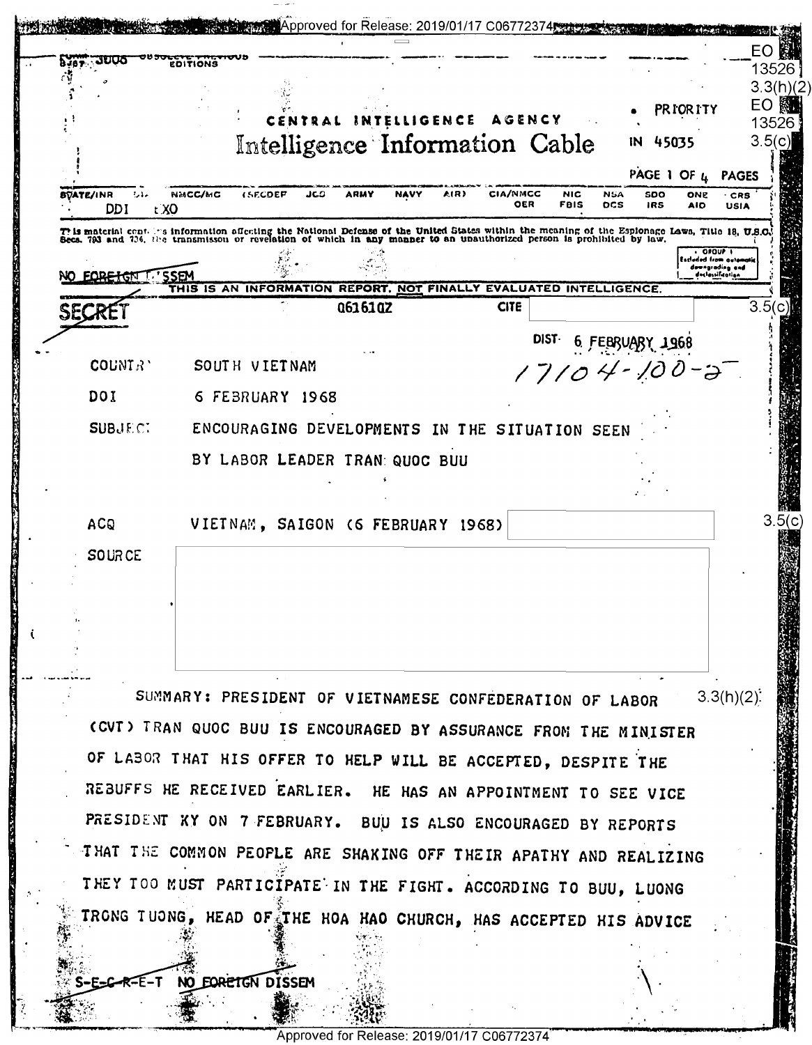FORM 3006 OBSOLETE PREVIOUS EDITIONS

EO 13526 3.3(h)(2)
EO 13526 3.5(c)

**PRIORITY**

# CENTRAL INTELLIGENCE AGENCY
## Intelligence Information Cable

IN 45035

PAGE 1 OF 4 PAGES

STATE/INR DIA NMCC/MC (SECDEF JCS ARMY NAVY AIR) CIA/NMCC OER NIC FBIS NSA OCS SDO IRS ONE AID CRS USIA
DDI EXO

This material contains information affecting the National Defense of the United States within the meaning of the Espionage Laws, Title 18, U.S.C. Secs. 793 and 794, the transmisson or revelation of which in any manner to an unauthorized person is prohibited by law.

GROUP 1 Excluded from automatic downgrading and declassification

NO FOREIGN DISSEM

THIS IS AN INFORMATION REPORT, NOT FINALLY EVALUATED INTELLIGENCE.

SECRET 061610Z CITE [redacted] 3.5(c)

DIST 6 FEBRUARY 1968

17104-100-2

COUNTRY SOUTH VIETNAM

DOI 6 FEBRUARY 1968

SUBJECT ENCOURAGING DEVELOPMENTS IN THE SITUATION SEEN BY LABOR LEADER TRAN QUOC BUU

ACQ VIETNAM, SAIGON (6 FEBRUARY 1968) [redacted] 3.5(c)

SOURCE [redacted] 3.3(h)(2)

SUMMARY: PRESIDENT OF VIETNAMESE CONFEDERATION OF LABOR (CVT) TRAN QUOC BUU IS ENCOURAGED BY ASSURANCE FROM THE MINISTER OF LABOR THAT HIS OFFER TO HELP WILL BE ACCEPTED, DESPITE THE REBUFFS HE RECEIVED EARLIER. HE HAS AN APPOINTMENT TO SEE VICE PRESIDENT KY ON 7 FEBRUARY. BUU IS ALSO ENCOURAGED BY REPORTS THAT THE COMMON PEOPLE ARE SHAKING OFF THEIR APATHY AND REALIZING THEY TOO MUST PARTICIPATE IN THE FIGHT. ACCORDING TO BUU, LUONG TRONG TUONG, HEAD OF THE HOA HAO CHURCH, HAS ACCEPTED HIS ADVICE

S-E-C-R-E-T NO FOREIGN DISSEM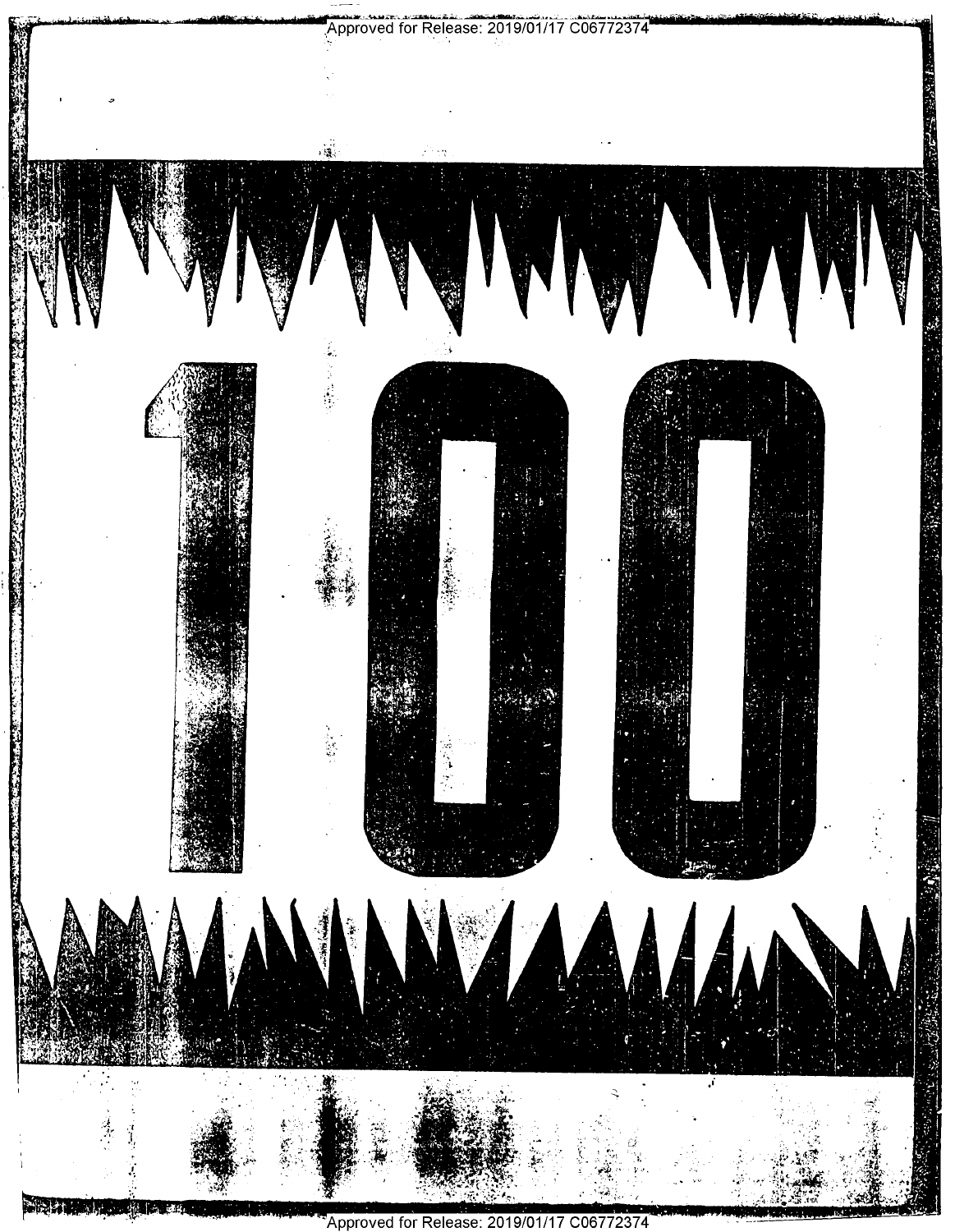# 100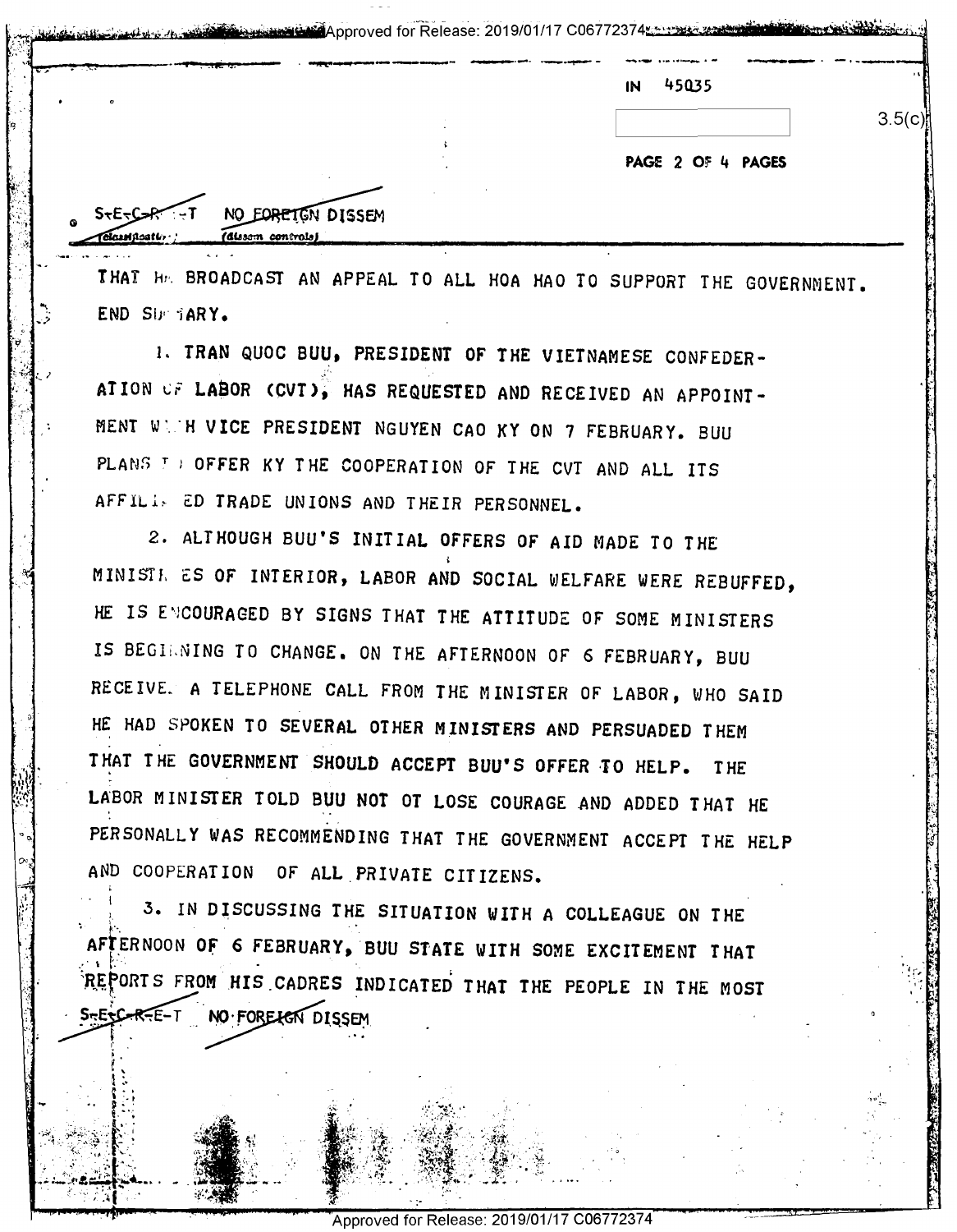IN 45035

3.5(c)

S-E-C-R-E-T NO FOREIGN DISSEM

THAT HE BROADCAST AN APPEAL TO ALL HOA HAO TO SUPPORT THE GOVERNMENT. END SUMMARY.

1. TRAN QUOC BUU, PRESIDENT OF THE VIETNAMESE CONFEDERATION OF LABOR (CVT), HAS REQUESTED AND RECEIVED AN APPOINTMENT WITH VICE PRESIDENT NGUYEN CAO KY ON 7 FEBRUARY. BUU PLANS TO OFFER KY THE COOPERATION OF THE CVT AND ALL ITS AFFILIATED TRADE UNIONS AND THEIR PERSONNEL.

2. ALTHOUGH BUU'S INITIAL OFFERS OF AID MADE TO THE MINISTRIES OF INTERIOR, LABOR AND SOCIAL WELFARE WERE REBUFFED, HE IS ENCOURAGED BY SIGNS THAT THE ATTITUDE OF SOME MINISTERS IS BEGINNING TO CHANGE. ON THE AFTERNOON OF 6 FEBRUARY, BUU RECEIVED A TELEPHONE CALL FROM THE MINISTER OF LABOR, WHO SAID HE HAD SPOKEN TO SEVERAL OTHER MINISTERS AND PERSUADED THEM THAT THE GOVERNMENT SHOULD ACCEPT BUU'S OFFER TO HELP. THE LABOR MINISTER TOLD BUU NOT OT LOSE COURAGE AND ADDED THAT HE PERSONALLY WAS RECOMMENDING THAT THE GOVERNMENT ACCEPT THE HELP AND COOPERATION OF ALL PRIVATE CITIZENS.

3. IN DISCUSSING THE SITUATION WITH A COLLEAGUE ON THE AFTERNOON OF 6 FEBRUARY, BUU STATE WITH SOME EXCITEMENT THAT REPORTS FROM HIS CADRES INDICATED THAT THE PEOPLE IN THE MOST

S-E-C-R-E-T NO FOREIGN DISSEM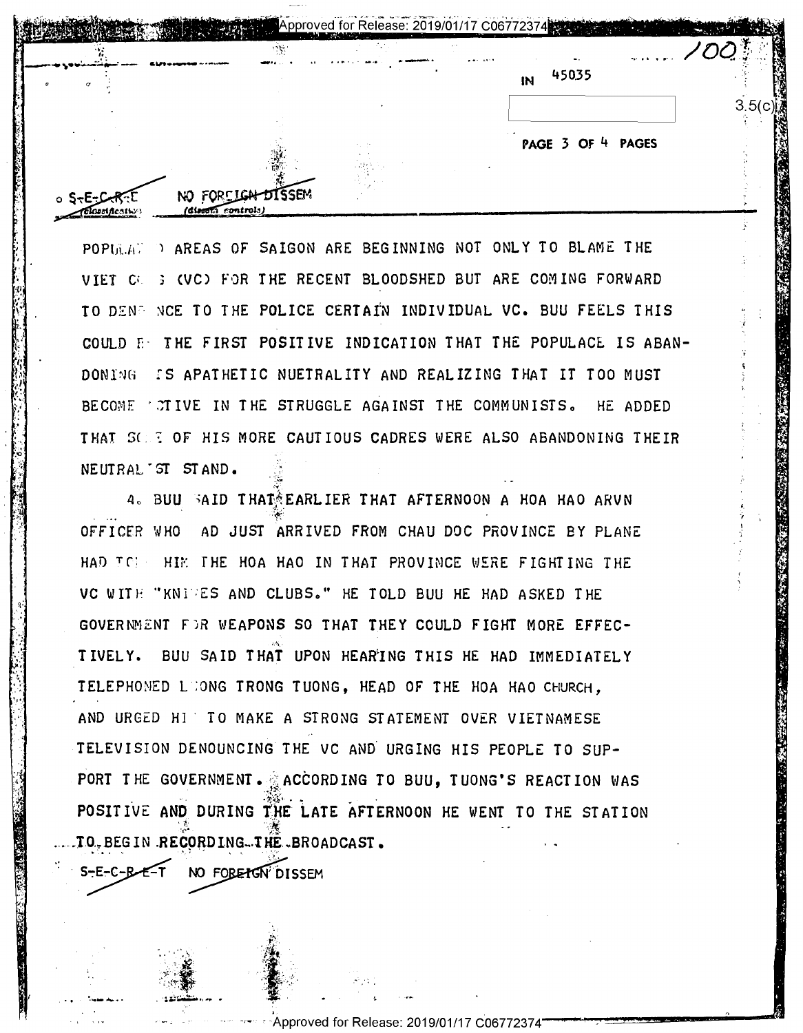IN 45035

3.5(c)

S-E-C-R-E-T NO FOREIGN DISSEM

POPULATED AREAS OF SAIGON ARE BEGINNING NOT ONLY TO BLAME THE VIET CONG (VC) FOR THE RECENT BLOODSHED BUT ARE COMING FORWARD TO DENOUNCE TO THE POLICE CERTAIN INDIVIDUAL VC. BUU FEELS THIS COULD BE THE FIRST POSITIVE INDICATION THAT THE POPULACE IS ABANDONING ITS APATHETIC NUETRALITY AND REALIZING THAT IT TOO MUST BECOME ACTIVE IN THE STRUGGLE AGAINST THE COMMUNISTS. HE ADDED THAT SOME OF HIS MORE CAUTIOUS CADRES WERE ALSO ABANDONING THEIR NEUTRALIST STAND.

4. BUU SAID THAT EARLIER THAT AFTERNOON A HOA HAO ARVN OFFICER WHO HAD JUST ARRIVED FROM CHAU DOC PROVINCE BY PLANE HAD TOLD HIM THE HOA HAO IN THAT PROVINCE WERE FIGHTING THE VC WITH "KNIVES AND CLUBS." HE TOLD BUU HE HAD ASKED THE GOVERNMENT FOR WEAPONS SO THAT THEY COULD FIGHT MORE EFFECTIVELY. BUU SAID THAT UPON HEARING THIS HE HAD IMMEDIATELY TELEPHONED LUONG TRONG TUONG, HEAD OF THE HOA HAO CHURCH, AND URGED HIM TO MAKE A STRONG STATEMENT OVER VIETNAMESE TELEVISION DENOUNCING THE VC AND URGING HIS PEOPLE TO SUPPORT THE GOVERNMENT. ACCORDING TO BUU, TUONG'S REACTION WAS POSITIVE AND DURING THE LATE AFTERNOON HE WENT TO THE STATION TO BEGIN RECORDING THE BROADCAST.

S-E-C-R-E-T NO FOREIGN DISSEM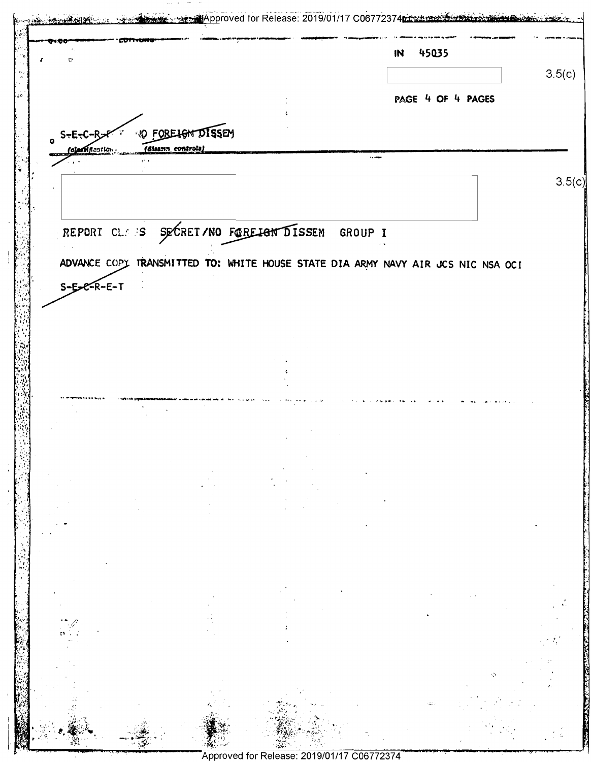IN 45035

3.5(c)

S-E-C-R-E-T NO FOREIGN DISSEM

(classification) (dissem controls)

3.5(c)

REPORT CLASS SECRET/NO FOREIGN DISSEM GROUP I

ADVANCE COPY TRANSMITTED TO: WHITE HOUSE STATE DIA ARMY NAVY AIR JCS NIC NSA OCI

S-E-C-R-E-T